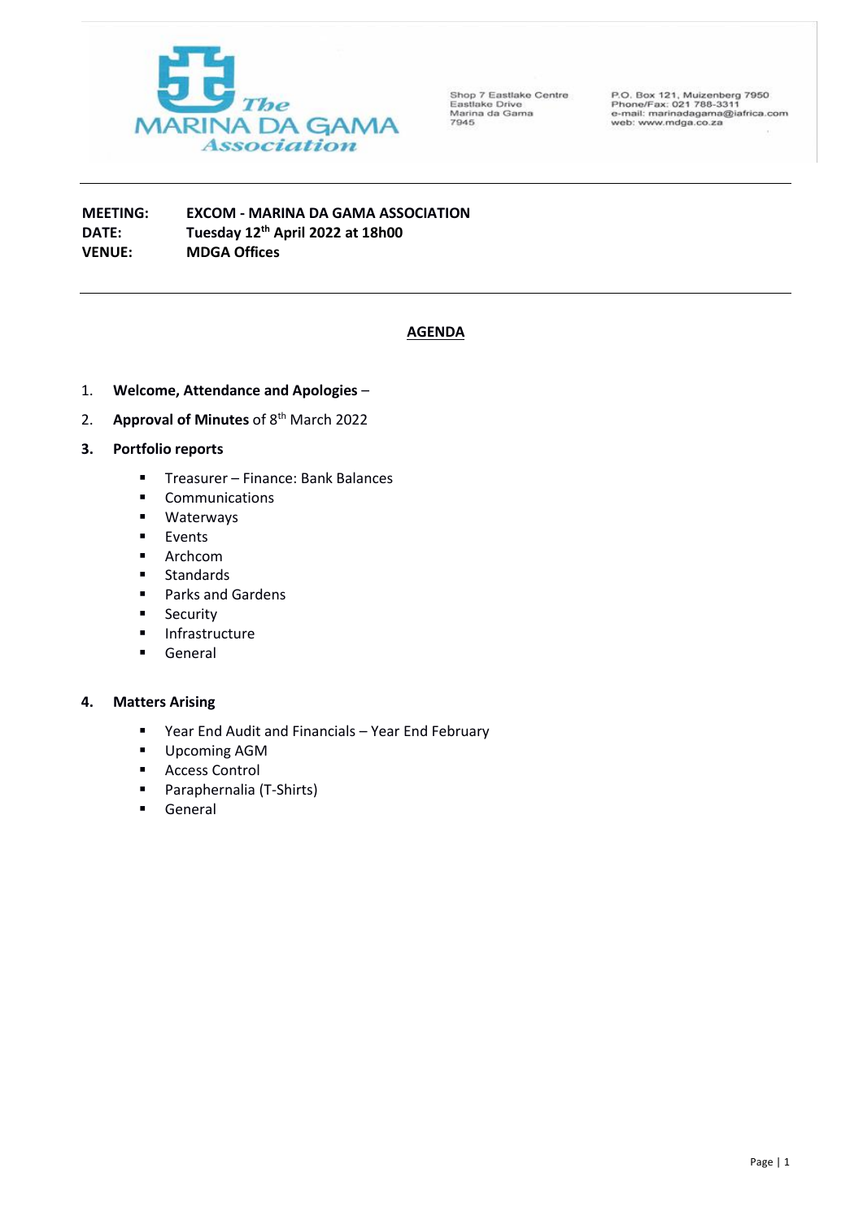The Marina da Gama Association

Shop 7 Eastlake Centre
Eastlake Drive
Marina da Gama
7945

P.O. Box 121, Muizenberg 7950
Phone/Fax: 021 788-3311
e-mail: marinadagama@iafrica.com
web: www.mdga.co.za

---

**MEETING:** **EXCOM - MARINA DA GAMA ASSOCIATION**
**DATE:** **Tuesday 12th April 2022 at 18h00**
**VENUE:** **MDGA Offices**

---

## AGENDA

1. **Welcome, Attendance and Apologies** –
2. **Approval of Minutes** of 8th March 2022
3. **Portfolio reports**
   - Treasurer – Finance: Bank Balances
   - Communications
   - Waterways
   - Events
   - Archcom
   - Standards
   - Parks and Gardens
   - Security
   - Infrastructure
   - General
4. **Matters Arising**
   - Year End Audit and Financials – Year End February
   - Upcoming AGM
   - Access Control
   - Paraphernalia (T-Shirts)
   - General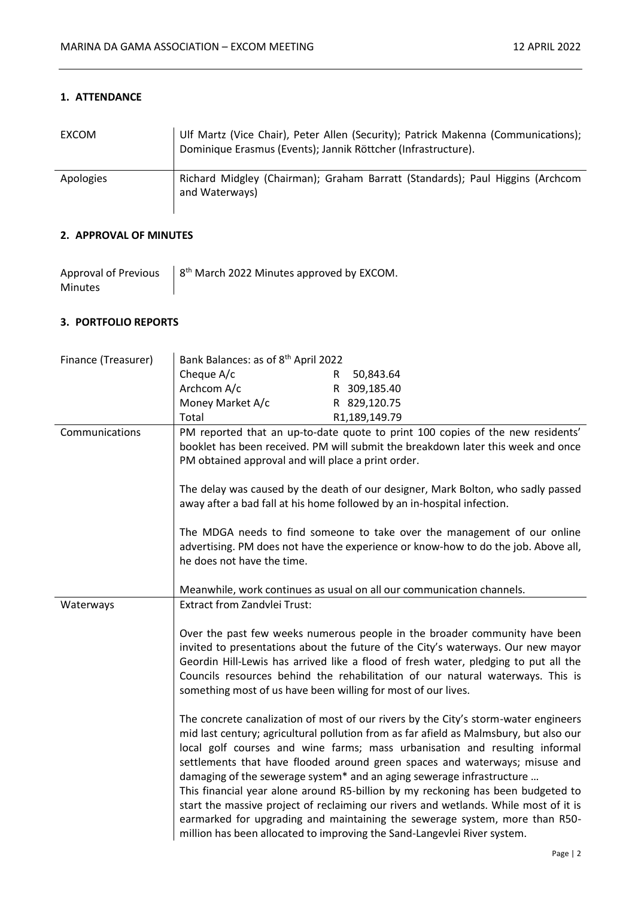## 1. ATTENDANCE

| | |
|---|---|
| EXCOM | Ulf Martz (Vice Chair), Peter Allen (Security); Patrick Makenna (Communications); Dominique Erasmus (Events); Jannik Röttcher (Infrastructure). |
| Apologies | Richard Midgley (Chairman); Graham Barratt (Standards); Paul Higgins (Archcom and Waterways) |

## 2. APPROVAL OF MINUTES

| | |
|---|---|
| Approval of Previous Minutes | 8th March 2022 Minutes approved by EXCOM. |

## 3. PORTFOLIO REPORTS

| | |
|---|---|
| Finance (Treasurer) | Bank Balances: as of 8th April 2022<br>Cheque A/c R 50,843.64<br>Archcom A/c R 309,185.40<br>Money Market A/c R 829,120.75<br>Total R1,189,149.79 |
| Communications | PM reported that an up-to-date quote to print 100 copies of the new residents' booklet has been received. PM will submit the breakdown later this week and once PM obtained approval and will place a print order.<br><br>The delay was caused by the death of our designer, Mark Bolton, who sadly passed away after a bad fall at his home followed by an in-hospital infection.<br><br>The MDGA needs to find someone to take over the management of our online advertising. PM does not have the experience or know-how to do the job. Above all, he does not have the time.<br><br>Meanwhile, work continues as usual on all our communication channels. |
| Waterways | Extract from Zandvlei Trust:<br><br>Over the past few weeks numerous people in the broader community have been invited to presentations about the future of the City's waterways. Our new mayor Geordin Hill-Lewis has arrived like a flood of fresh water, pledging to put all the Councils resources behind the rehabilitation of our natural waterways. This is something most of us have been willing for most of our lives.<br><br>The concrete canalization of most of our rivers by the City's storm-water engineers mid last century; agricultural pollution from as far afield as Malmsbury, but also our local golf courses and wine farms; mass urbanisation and resulting informal settlements that have flooded around green spaces and waterways; misuse and damaging of the sewerage system* and an aging sewerage infrastructure …<br>This financial year alone around R5-billion by my reckoning has been budgeted to start the massive project of reclaiming our rivers and wetlands. While most of it is earmarked for upgrading and maintaining the sewerage system, more than R50-million has been allocated to improving the Sand-Langevlei River system. |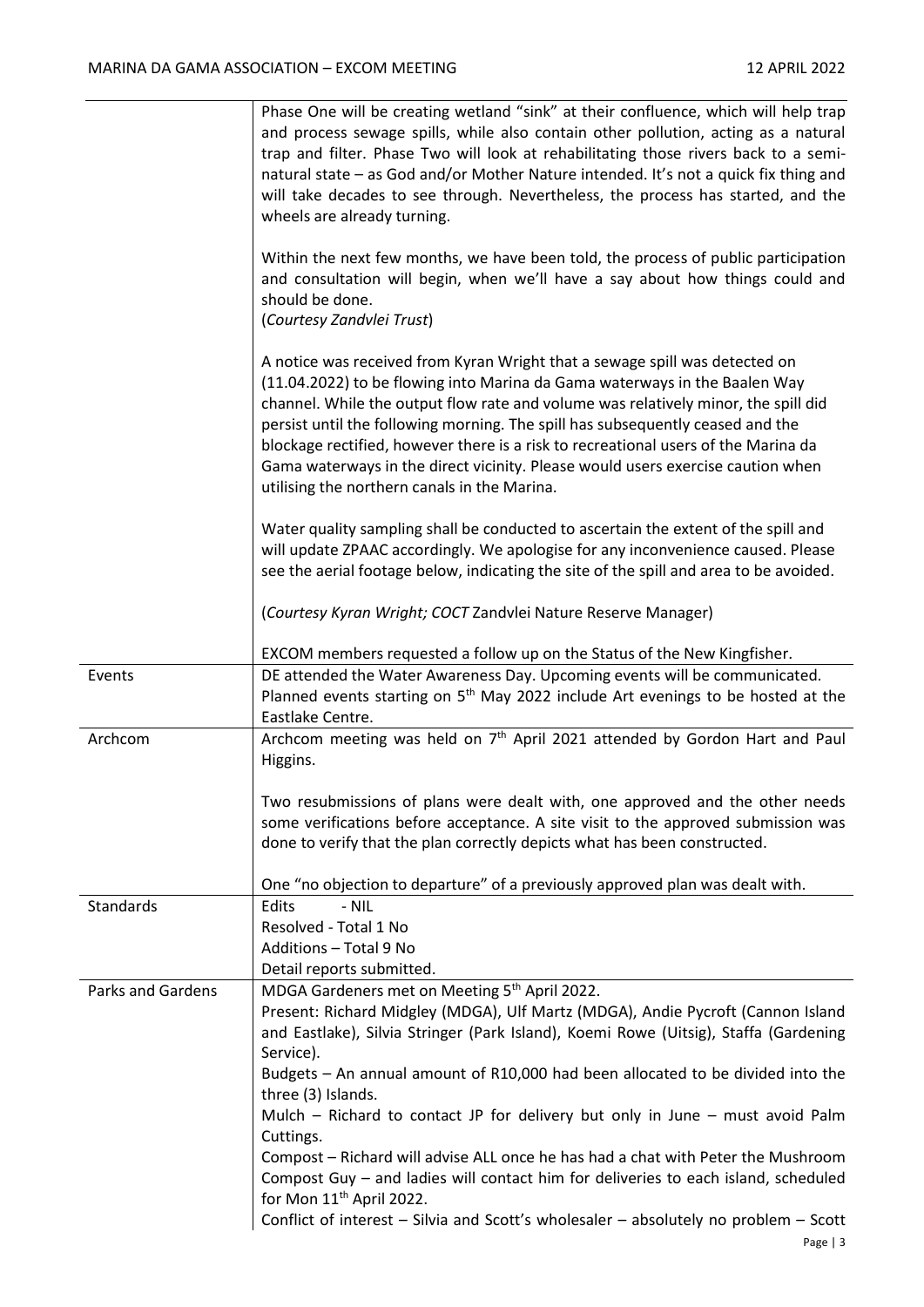| | |
|---|---|
| | Phase One will be creating wetland "sink" at their confluence, which will help trap and process sewage spills, while also contain other pollution, acting as a natural trap and filter. Phase Two will look at rehabilitating those rivers back to a semi-natural state – as God and/or Mother Nature intended. It's not a quick fix thing and will take decades to see through. Nevertheless, the process has started, and the wheels are already turning.<br><br>Within the next few months, we have been told, the process of public participation and consultation will begin, when we'll have a say about how things could and should be done.<br>(*Courtesy Zandvlei Trust*)<br><br>A notice was received from Kyran Wright that a sewage spill was detected on (11.04.2022) to be flowing into Marina da Gama waterways in the Baalen Way channel. While the output flow rate and volume was relatively minor, the spill did persist until the following morning. The spill has subsequently ceased and the blockage rectified, however there is a risk to recreational users of the Marina da Gama waterways in the direct vicinity. Please would users exercise caution when utilising the northern canals in the Marina.<br><br>Water quality sampling shall be conducted to ascertain the extent of the spill and will update ZPAAC accordingly. We apologise for any inconvenience caused. Please see the aerial footage below, indicating the site of the spill and area to be avoided.<br><br>(*Courtesy Kyran Wright; COCT* Zandvlei Nature Reserve Manager)<br><br>EXCOM members requested a follow up on the Status of the New Kingfisher. |
| Events | DE attended the Water Awareness Day. Upcoming events will be communicated. Planned events starting on 5th May 2022 include Art evenings to be hosted at the Eastlake Centre. |
| Archcom | Archcom meeting was held on 7th April 2021 attended by Gordon Hart and Paul Higgins.<br><br>Two resubmissions of plans were dealt with, one approved and the other needs some verifications before acceptance. A site visit to the approved submission was done to verify that the plan correctly depicts what has been constructed.<br><br>One "no objection to departure" of a previously approved plan was dealt with. |
| Standards | Edits - NIL<br>Resolved - Total 1 No<br>Additions – Total 9 No<br>Detail reports submitted. |
| Parks and Gardens | MDGA Gardeners met on Meeting 5th April 2022.<br>Present: Richard Midgley (MDGA), Ulf Martz (MDGA), Andie Pycroft (Cannon Island and Eastlake), Silvia Stringer (Park Island), Koemi Rowe (Uitsig), Staffa (Gardening Service).<br>Budgets – An annual amount of R10,000 had been allocated to be divided into the three (3) Islands.<br>Mulch – Richard to contact JP for delivery but only in June – must avoid Palm Cuttings.<br>Compost – Richard will advise ALL once he has had a chat with Peter the Mushroom Compost Guy – and ladies will contact him for deliveries to each island, scheduled for Mon 11th April 2022.<br>Conflict of interest – Silvia and Scott's wholesaler – absolutely no problem – Scott |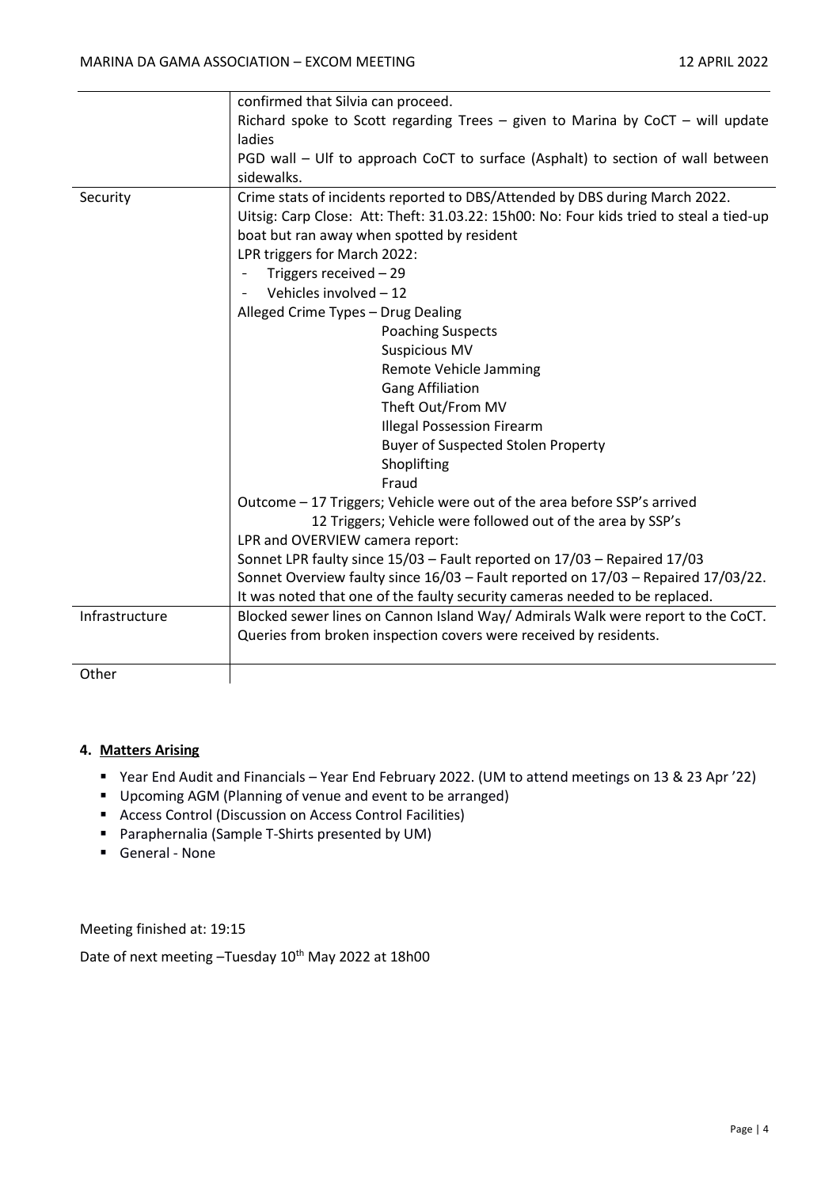| | |
|---|---|
| | confirmed that Silvia can proceed.<br>Richard spoke to Scott regarding Trees – given to Marina by CoCT – will update ladies<br>PGD wall – Ulf to approach CoCT to surface (Asphalt) to section of wall between sidewalks. |
| Security | Crime stats of incidents reported to DBS/Attended by DBS during March 2022.<br>Uitsig: Carp Close: Att: Theft: 31.03.22: 15h00: No: Four kids tried to steal a tied-up boat but ran away when spotted by resident<br>LPR triggers for March 2022:<br>- Triggers received – 29<br>- Vehicles involved – 12<br>Alleged Crime Types – Drug Dealing<br>Poaching Suspects<br>Suspicious MV<br>Remote Vehicle Jamming<br>Gang Affiliation<br>Theft Out/From MV<br>Illegal Possession Firearm<br>Buyer of Suspected Stolen Property<br>Shoplifting<br>Fraud<br>Outcome – 17 Triggers; Vehicle were out of the area before SSP's arrived<br>12 Triggers; Vehicle were followed out of the area by SSP's<br>LPR and OVERVIEW camera report:<br>Sonnet LPR faulty since 15/03 – Fault reported on 17/03 – Repaired 17/03<br>Sonnet Overview faulty since 16/03 – Fault reported on 17/03 – Repaired 17/03/22.<br>It was noted that one of the faulty security cameras needed to be replaced. |
| Infrastructure | Blocked sewer lines on Cannon Island Way/ Admirals Walk were report to the CoCT.<br>Queries from broken inspection covers were received by residents. |
| Other | |

## 4. Matters Arising

- Year End Audit and Financials – Year End February 2022. (UM to attend meetings on 13 & 23 Apr '22)
- Upcoming AGM (Planning of venue and event to be arranged)
- Access Control (Discussion on Access Control Facilities)
- Paraphernalia (Sample T-Shirts presented by UM)
- General - None

Meeting finished at: 19:15

Date of next meeting –Tuesday 10th May 2022 at 18h00